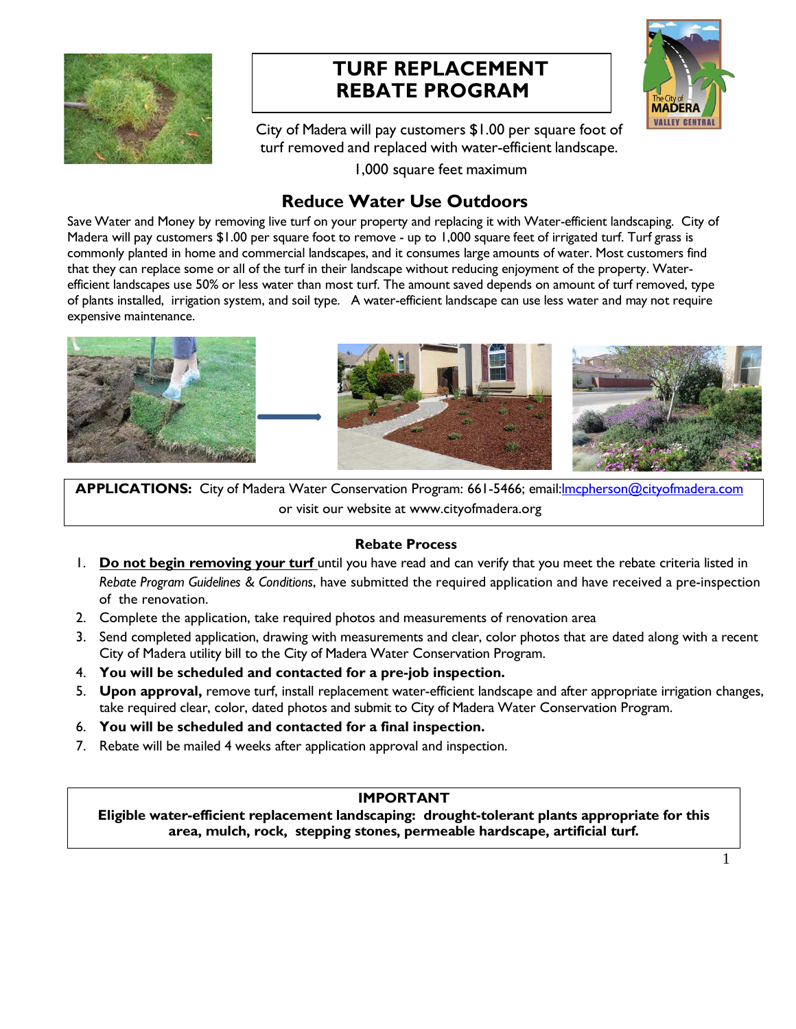# TURF REPLACEMENT REBATE PROGRAM

City of Madera will pay customers $1.00 per square foot of turf removed and replaced with water-efficient landscape.

1,000 square feet maximum

## Reduce Water Use Outdoors

Save Water and Money by removing live turf on your property and replacing it with Water-efficient landscaping. City of Madera will pay customers $1.00 per square foot to remove - up to 1,000 square feet of irrigated turf. Turf grass is commonly planted in home and commercial landscapes, and it consumes large amounts of water. Most customers find that they can replace some or all of the turf in their landscape without reducing enjoyment of the property. Water-efficient landscapes use 50% or less water than most turf. The amount saved depends on amount of turf removed, type of plants installed, irrigation system, and soil type. A water-efficient landscape can use less water and may not require expensive maintenance.

**APPLICATIONS:** City of Madera Water Conservation Program: 661-5466; email:lmcpherson@cityofmadera.com or visit our website at www.cityofmadera.org

### Rebate Process

1. **Do not begin removing your turf** until you have read and can verify that you meet the rebate criteria listed in *Rebate Program Guidelines & Conditions*, have submitted the required application and have received a pre-inspection of the renovation.
2. Complete the application, take required photos and measurements of renovation area
3. Send completed application, drawing with measurements and clear, color photos that are dated along with a recent City of Madera utility bill to the City of Madera Water Conservation Program.
4. **You will be scheduled and contacted for a pre-job inspection.**
5. **Upon approval,** remove turf, install replacement water-efficient landscape and after appropriate irrigation changes, take required clear, color, dated photos and submit to City of Madera Water Conservation Program.
6. **You will be scheduled and contacted for a final inspection.**
7. Rebate will be mailed 4 weeks after application approval and inspection.

**IMPORTANT**

**Eligible water-efficient replacement landscaping: drought-tolerant plants appropriate for this area, mulch, rock, stepping stones, permeable hardscape, artificial turf.**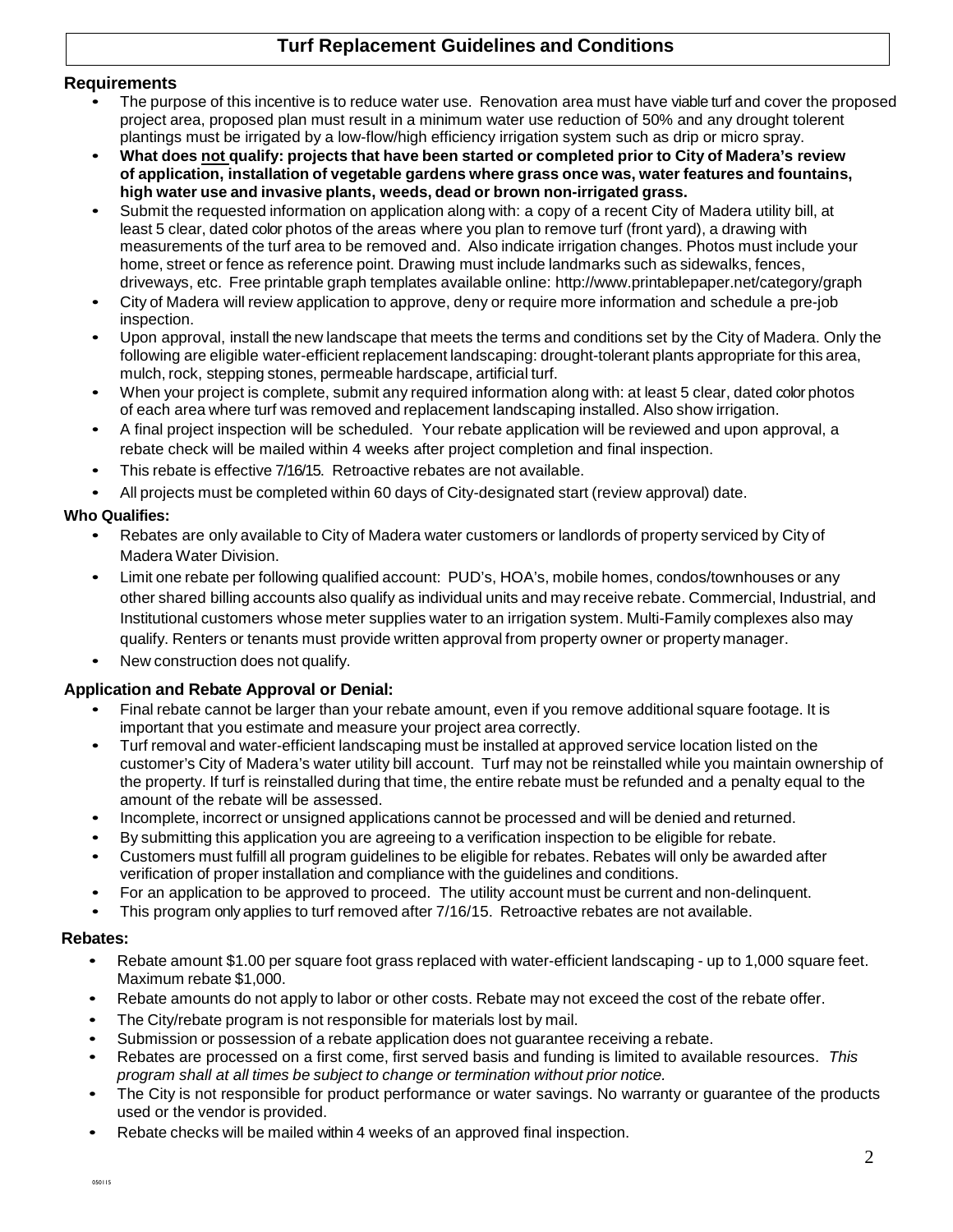# Turf Replacement Guidelines and Conditions

## Requirements

- The purpose of this incentive is to reduce water use. Renovation area must have viable turf and cover the proposed project area, proposed plan must result in a minimum water use reduction of 50% and any drought tolerent plantings must be irrigated by a low-flow/high efficiency irrigation system such as drip or micro spray.
- **What does not qualify: projects that have been started or completed prior to City of Madera's review of application, installation of vegetable gardens where grass once was, water features and fountains, high water use and invasive plants, weeds, dead or brown non-irrigated grass.**
- Submit the requested information on application along with: a copy of a recent City of Madera utility bill, at least 5 clear, dated color photos of the areas where you plan to remove turf (front yard), a drawing with measurements of the turf area to be removed and. Also indicate irrigation changes. Photos must include your home, street or fence as reference point. Drawing must include landmarks such as sidewalks, fences, driveways, etc. Free printable graph templates available online: http://www.printablepaper.net/category/graph
- City of Madera will review application to approve, deny or require more information and schedule a pre-job inspection.
- Upon approval, install the new landscape that meets the terms and conditions set by the City of Madera. Only the following are eligible water-efficient replacement landscaping: drought-tolerant plants appropriate for this area, mulch, rock, stepping stones, permeable hardscape, artificial turf.
- When your project is complete, submit any required information along with: at least 5 clear, dated color photos of each area where turf was removed and replacement landscaping installed. Also show irrigation.
- A final project inspection will be scheduled. Your rebate application will be reviewed and upon approval, a rebate check will be mailed within 4 weeks after project completion and final inspection.
- This rebate is effective 7/16/15. Retroactive rebates are not available.
- All projects must be completed within 60 days of City-designated start (review approval) date.

## Who Qualifies:

- Rebates are only available to City of Madera water customers or landlords of property serviced by City of Madera Water Division.
- Limit one rebate per following qualified account: PUD's, HOA's, mobile homes, condos/townhouses or any other shared billing accounts also qualify as individual units and may receive rebate. Commercial, Industrial, and Institutional customers whose meter supplies water to an irrigation system. Multi-Family complexes also may qualify. Renters or tenants must provide written approval from property owner or property manager.
- New construction does not qualify.

## Application and Rebate Approval or Denial:

- Final rebate cannot be larger than your rebate amount, even if you remove additional square footage. It is important that you estimate and measure your project area correctly.
- Turf removal and water-efficient landscaping must be installed at approved service location listed on the customer's City of Madera's water utility bill account. Turf may not be reinstalled while you maintain ownership of the property. If turf is reinstalled during that time, the entire rebate must be refunded and a penalty equal to the amount of the rebate will be assessed.
- Incomplete, incorrect or unsigned applications cannot be processed and will be denied and returned.
- By submitting this application you are agreeing to a verification inspection to be eligible for rebate.
- Customers must fulfill all program guidelines to be eligible for rebates. Rebates will only be awarded after verification of proper installation and compliance with the guidelines and conditions.
- For an application to be approved to proceed. The utility account must be current and non-delinquent.
- This program only applies to turf removed after 7/16/15. Retroactive rebates are not available.

## Rebates:

- Rebate amount $1.00 per square foot grass replaced with water-efficient landscaping - up to 1,000 square feet. Maximum rebate $1,000.
- Rebate amounts do not apply to labor or other costs. Rebate may not exceed the cost of the rebate offer.
- The City/rebate program is not responsible for materials lost by mail.
- Submission or possession of a rebate application does not guarantee receiving a rebate.
- Rebates are processed on a first come, first served basis and funding is limited to available resources. *This program shall at all times be subject to change or termination without prior notice.*
- The City is not responsible for product performance or water savings. No warranty or guarantee of the products used or the vendor is provided.
- Rebate checks will be mailed within 4 weeks of an approved final inspection.

050115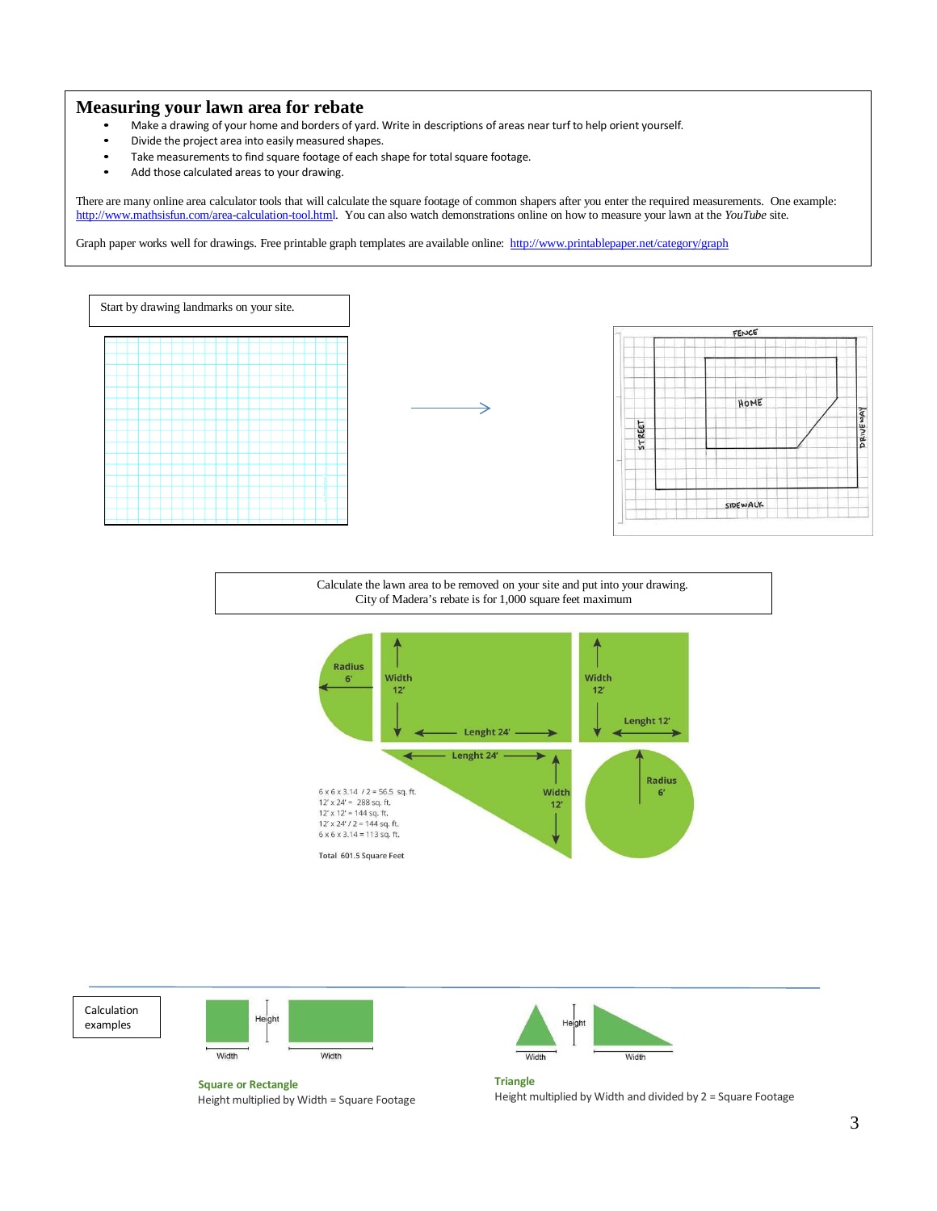# Measuring your lawn area for rebate

- Make a drawing of your home and borders of yard. Write in descriptions of areas near turf to help orient yourself.
- Divide the project area into easily measured shapes.
- Take measurements to find square footage of each shape for total square footage.
- Add those calculated areas to your drawing.

There are many online area calculator tools that will calculate the square footage of common shapers after you enter the required measurements. One example: http://www.mathsisfun.com/area-calculation-tool.html. You can also watch demonstrations online on how to measure your lawn at the *YouTube* site.

Graph paper works well for drawings. Free printable graph templates are available online: http://www.printablepaper.net/category/graph

Start by drawing landmarks on your site.

FENCE

HOME

STREET

DRIVEWAY

SIDEWALK

Calculate the lawn area to be removed on your site and put into your drawing.
City of Madera's rebate is for 1,000 square feet maximum

Radius 6'

Width 12'

Lenght 24'

Width 12'

Lenght 12'

Lenght 24'

Width 12'

Radius 6'

6 x 6 x 3.14 / 2 = 56.5 sq. ft.
12' x 24' = 288 sq. ft.
12' x 12' = 144 sq. ft.
12' x 24' / 2 = 144 sq. ft.
6 x 6 x 3.14 = 113 sq. ft.

Total 601.5 Square Feet

Calculation examples

Height

Width

Width

**Square or Rectangle**
Height multiplied by Width = Square Footage

Height

Width

Width

**Triangle**
Height multiplied by Width and divided by 2 = Square Footage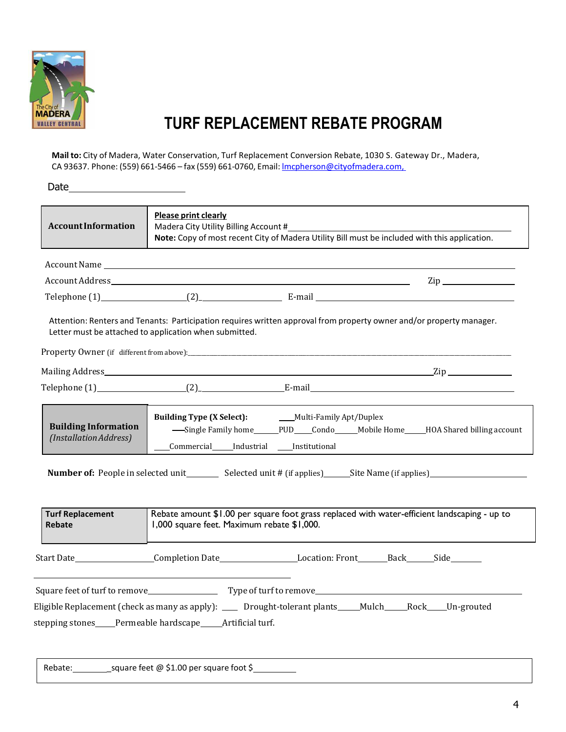# TURF REPLACEMENT REBATE PROGRAM

**Mail to:** City of Madera, Water Conservation, Turf Replacement Conversion Rebate, 1030 S. Gateway Dr., Madera, CA 93637. Phone: (559) 661-5466 – fax (559) 661-0760, Email: lmcpherson@cityofmadera.com,

Date________________________

| **Account Information** | **Please print clearly**<br>Madera City Utility Billing Account #______________________________<br>**Note:** Copy of most recent City of Madera Utility Bill must be included with this application. |
|---|---|

Account Name ____________________________________________________________

Account Address______________________________________________ Zip ____________

Telephone (1)________________(2)________________ E-mail ______________________________

Attention: Renters and Tenants: Participation requires written approval from property owner and/or property manager. Letter must be attached to application when submitted.

Property Owner (if different from above):______________________________________________

Mailing Address______________________________________________Zip ____________

Telephone (1)________________(2)________________E-mail ______________________________

| **Building Information**<br>*(Installation Address)* | **Building Type (X Select):** ___Multi-Family Apt/Duplex<br>___Single Family home_____PUD____Condo_____Mobile Home_____HOA Shared billing account<br>____Commercial_____Industrial ____Institutional |
|---|---|

**Number of:** People in selected unit_______ Selected unit # (if applies)______Site Name (if applies)____________________

| **Turf Replacement Rebate** | Rebate amount $1.00 per square foot grass replaced with water-efficient landscaping - up to 1,000 square feet. Maximum rebate $1,000. |
|---|---|

Start Date________________Completion Date________________Location: Front______Back______Side_______

______________________________________________________

Square feet of turf to remove_______________ Type of turf to remove______________________________

Eligible Replacement (check as many as apply): ____ Drought-tolerant plants_____Mulch_____Rock____Un-grouted stepping stones_____Permeable hardscape_____Artificial turf.

| Rebate:________square feet @ $1.00 per square foot $_________ |
|---|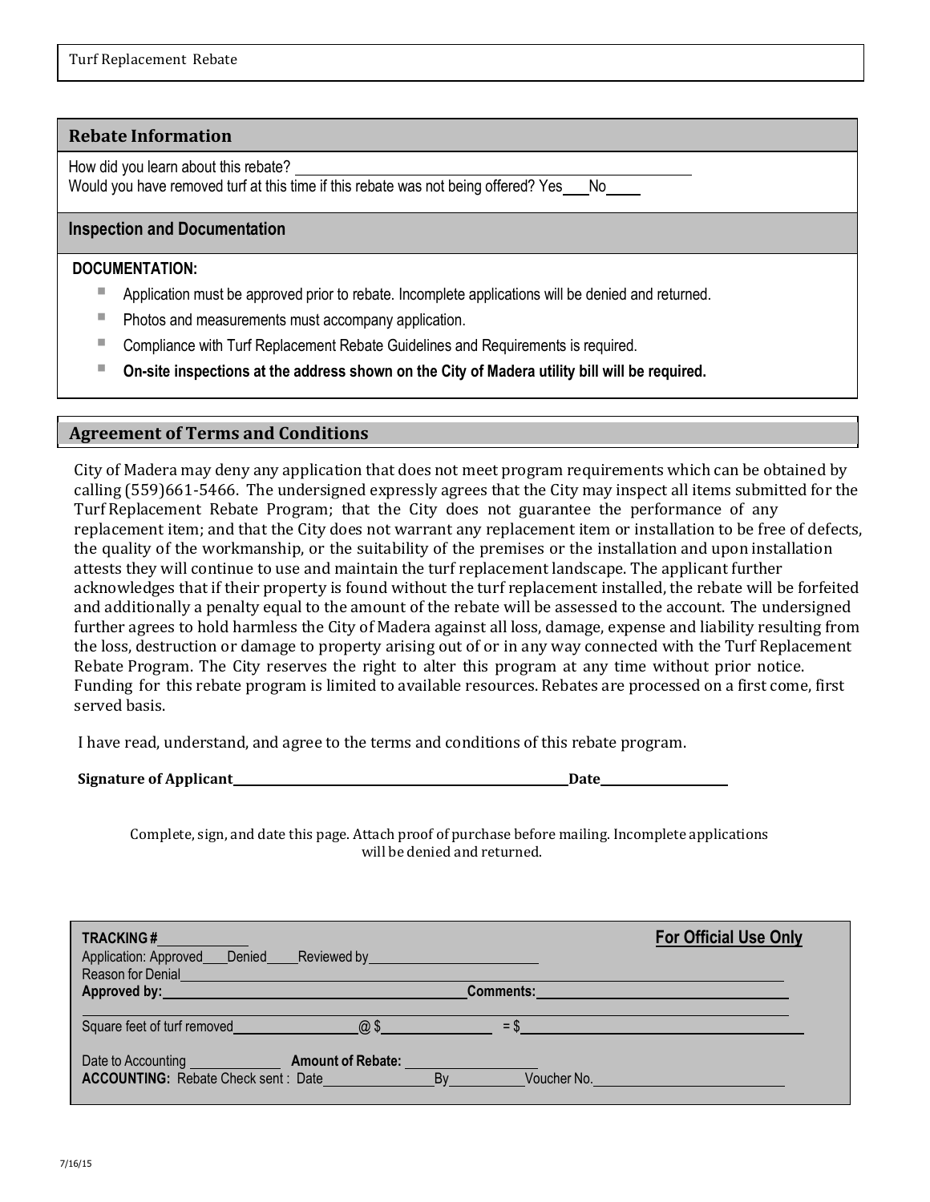Turf Replacement Rebate

## Rebate Information

How did you learn about this rebate? ____________________________________________

Would you have removed turf at this time if this rebate was not being offered? Yes___No____

## Inspection and Documentation

**DOCUMENTATION:**

- Application must be approved prior to rebate. Incomplete applications will be denied and returned.
- Photos and measurements must accompany application.
- Compliance with Turf Replacement Rebate Guidelines and Requirements is required.
- **On-site inspections at the address shown on the City of Madera utility bill will be required.**

## Agreement of Terms and Conditions

City of Madera may deny any application that does not meet program requirements which can be obtained by calling (559)661-5466. The undersigned expressly agrees that the City may inspect all items submitted for the Turf Replacement Rebate Program; that the City does not guarantee the performance of any replacement item; and that the City does not warrant any replacement item or installation to be free of defects, the quality of the workmanship, or the suitability of the premises or the installation and upon installation attests they will continue to use and maintain the turf replacement landscape. The applicant further acknowledges that if their property is found without the turf replacement installed, the rebate will be forfeited and additionally a penalty equal to the amount of the rebate will be assessed to the account. The undersigned further agrees to hold harmless the City of Madera against all loss, damage, expense and liability resulting from the loss, destruction or damage to property arising out of or in any way connected with the Turf Replacement Rebate Program. The City reserves the right to alter this program at any time without prior notice. Funding for this rebate program is limited to available resources. Rebates are processed on a first come, first served basis.

I have read, understand, and agree to the terms and conditions of this rebate program.

**Signature of Applicant**____________________________________________**Date**________________

Complete, sign, and date this page. Attach proof of purchase before mailing. Incomplete applications will be denied and returned.

---

**For Official Use Only**

**TRACKING #**____________

Application: Approved___Denied____Reviewed by____________________

Reason for Denial____________________________________________

**Approved by:**____________________________________ **Comments:**____________________________

Square feet of turf removed______________@ $______________ = $____________________________

Date to Accounting ____________ **Amount of Rebate:** ________________

**ACCOUNTING:** Rebate Check sent : Date______________By__________Voucher No.____________________

7/16/15